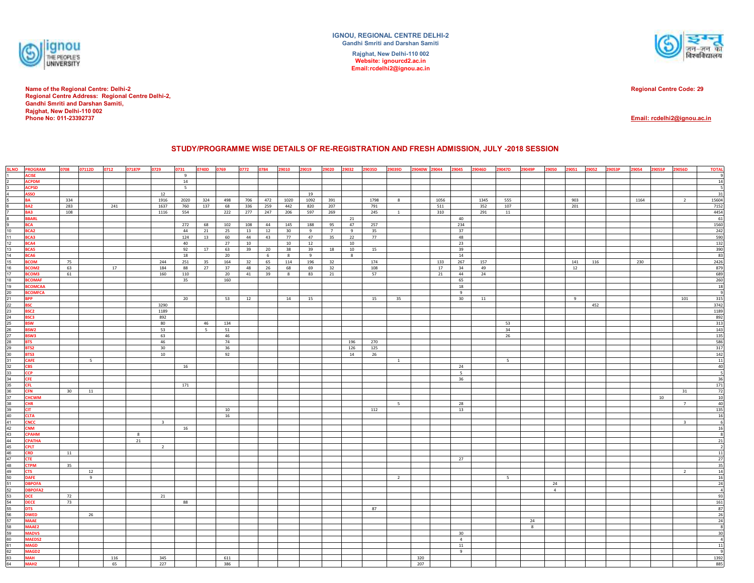**IGNOU, REGIONAL CENTRE DELHI-2**
**Gandhi Smriti and Darshan Samiti**
**Rajghat, New Delhi-110 002**
**Website: ignourcd2.ac.in**
**Email:rcdelhi2@ignou.ac.in**

**Name of the Regional Centre: Delhi-2**
**Regional Centre Address: Regional Centre Delhi-2,**
**Gandhi Smriti and Darshan Samiti,**
**Rajghat, New Delhi-110 002**
**Phone No: 011-23392737**

**Regional Centre Code: 29**

**Email: rcdelhi2@ignou.ac.in**

## STUDY/PROGRAMME WISE DETAILS OF RE-REGISTRATION AND FRESH ADMISSION, JULY -2018 SESSION

| SLNO | PROGRAM | 0708 | 07112D | 0712 | 07187P | 0729 | 0731 | 0740D | 0769 | 0772 | 0784 | 29010 | 29019 | 29020 | 29032 | 29035D | 29039D | 29040W | 29044 | 29045 | 29046D | 29047D | 29049P | 29050 | 29051 | 29052 | 29053P | 29054 | 29055P | 29056D | TOTAL |
|---|---|---|---|---|---|---|---|---|---|---|---|---|---|---|---|---|---|---|---|---|---|---|---|---|---|---|---|---|---|---|---|
| 1 | ACISE | | | | | | 9 | | | | | | | | | | | | | | | | | | | | | | | | 9 |
| 2 | ACPDM | | | | | | 14 | | | | | | | | | | | | | | | | | | | | | | | | 14 |
| 3 | ACPSD | | | | | | 5 | | | | | | | | | | | | | | | | | | | | | | | | 5 |
| 4 | ASSO | | | | | 12 | | | | | | | 19 | | | | | | | | | | | | | | | | | | 31 |
| 5 | BA | 334 | | | | 1916 | 2020 | 324 | 498 | 706 | 472 | 1020 | 1092 | 391 | | 1798 | 8 | | 1056 | | 1345 | 555 | | | 903 | | | 1164 | | 2 | 15604 |
| 6 | BA2 | 283 | | 241 | | 1637 | 760 | 137 | 68 | 336 | 259 | 442 | 820 | 207 | | 791 | | | 511 | | 352 | 107 | | | 201 | | | | | | 7152 |
| 7 | BA3 | 108 | | | | 1116 | 554 | | 222 | 277 | 247 | 206 | 597 | 269 | | 245 | 1 | | 310 | | 291 | 11 | | | | | | | | | 4454 |
| 8 | BBARL | | | | | | | | | | | | | | 21 | | | | | 40 | | | | | | | | | | | 61 |
| 9 | BCA | | | | | | 272 | 68 | 102 | 108 | 44 | 145 | 188 | 95 | 47 | 257 | | | | 234 | | | | | | | | | | | 1560 |
| 10 | BCA2 | | | | | | 44 | 21 | 25 | 13 | 12 | 30 | 9 | 7 | 9 | 35 | | | | 37 | | | | | | | | | | | 242 |
| 11 | BCA3 | | | | | | 124 | 13 | 60 | 44 | 43 | 77 | 47 | 35 | 22 | 77 | | | | 48 | | | | | | | | | | | 590 |
| 12 | BCA4 | | | | | | 40 | | 27 | 10 | | 10 | 12 | | 10 | | | | | 23 | | | | | | | | | | | 132 |
| 13 | BCA5 | | | | | | 92 | 17 | 63 | 39 | 20 | 38 | 39 | 18 | 10 | 15 | | | | 39 | | | | | | | | | | | 390 |
| 14 | BCA6 | | | | | | 18 | | 20 | | 6 | 8 | 9 | | 8 | | | | | 14 | | | | | | | | | | | 83 |
| 15 | BCOM | 75 | | | | 244 | 251 | 35 | 164 | 32 | 65 | 114 | 196 | 32 | | 174 | | | 133 | 267 | 157 | | | | 141 | 116 | | 230 | | | 2426 |
| 16 | BCOM2 | 63 | | 17 | | 184 | 88 | 27 | 37 | 48 | 26 | 68 | 69 | 32 | | 108 | | | 17 | 34 | 49 | | | | 12 | | | | | | 879 |
| 17 | BCOM3 | 61 | | | | 160 | 110 | | 20 | 41 | 39 | 8 | 83 | 21 | | 57 | | | 21 | 44 | 24 | | | | | | | | | | 689 |
| 18 | BCOMAF | | | | | | 35 | | 160 | | | | | | | | | | | 65 | | | | | | | | | | | 260 |
| 19 | BCOMCAA | | | | | | | | | | | | | | | | | | | 18 | | | | | | | | | | | 18 |
| 20 | BCOMFCA | | | | | | | | | | | | | | | | | | | 9 | | | | | | | | | | | 9 |
| 21 | BPP | | | | | | 20 | | 53 | 12 | | 14 | 15 | | | 15 | 35 | | | 30 | 11 | | | | 9 | | | | | 101 | 315 |
| 22 | BSC | | | | | 3290 | | | | | | | | | | | | | | | | | | | | 452 | | | | | 3742 |
| 23 | BSC2 | | | | | 1189 | | | | | | | | | | | | | | | | | | | | | | | | | 1189 |
| 24 | BSC3 | | | | | 892 | | | | | | | | | | | | | | | | | | | | | | | | | 892 |
| 25 | BSW | | | | | 80 | | 46 | 134 | | | | | | | | | | | | | 53 | | | | | | | | | 313 |
| 26 | BSW2 | | | | | 53 | | 5 | 51 | | | | | | | | | | | | | 34 | | | | | | | | | 143 |
| 27 | BSW3 | | | | | 63 | | | 46 | | | | | | | | | | | | | 26 | | | | | | | | | 135 |
| 28 | BTS | | | | | 46 | | | 74 | | | | | | 196 | 270 | | | | | | | | | | | | | | | 586 |
| 29 | BTS2 | | | | | 30 | | | 36 | | | | | | 126 | 125 | | | | | | | | | | | | | | | 317 |
| 30 | BTS3 | | | | | 10 | | | 92 | | | | | | 14 | 26 | | | | | | | | | | | | | | | 142 |
| 31 | CAFE | | 5 | | | | | | | | | | | | | | 1 | | | | | 5 | | | | | | | | | 11 |
| 32 | CBS | | | | | | 16 | | | | | | | | | | | | | 24 | | | | | | | | | | | 40 |
| 33 | CCP | | | | | | | | | | | | | | | | | | | 5 | | | | | | | | | | | 5 |
| 34 | CFE | | | | | | | | | | | | | | | | | | | 36 | | | | | | | | | | | 36 |
| 35 | CFL | | | | | | 171 | | | | | | | | | | | | | | | | | | | | | | | | 171 |
| 36 | CFN | 30 | 11 | | | | | | | | | | | | | | | | | | | | | | | | | | | 31 | 72 |
| 37 | CHCWM | | | | | | | | | | | | | | | | | | | | | | | | | | | | 10 | | 10 |
| 38 | CHR | | | | | | | | | | | | | | | | 5 | | | 28 | | | | | | | | | | 7 | 40 |
| 39 | CIT | | | | | | | | 10 | | | | | | | 112 | | | | 13 | | | | | | | | | | | 135 |
| 40 | CLTA | | | | | | | | 16 | | | | | | | | | | | | | | | | | | | | | | 16 |
| 41 | CNCC | | | | | 3 | | | | | | | | | | | | | | | | | | | | | | | | 3 | 6 |
| 42 | CNM | | | | | | 16 | | | | | | | | | | | | | | | | | | | | | | | | 16 |
| 43 | CPAHM | | | | 8 | | | | | | | | | | | | | | | | | | | | | | | | | | 8 |
| 44 | CPATHA | | | | 21 | | | | | | | | | | | | | | | | | | | | | | | | | | 21 |
| 45 | CPLT | | | | | 2 | | | | | | | | | | | | | | | | | | | | | | | | | 2 |
| 46 | CRD | 11 | | | | | | | | | | | | | | | | | | | | | | | | | | | | | 11 |
| 47 | CTE | | | | | | | | | | | | | | | | | | | 27 | | | | | | | | | | | 27 |
| 48 | CTPM | 35 | | | | | | | | | | | | | | | | | | | | | | | | | | | | | 35 |
| 49 | CTS | | 12 | | | | | | | | | | | | | | | | | | | | | | | | | | | 2 | 14 |
| 50 | DAFE | | 9 | | | | | | | | | | | | | | 2 | | | | | 5 | | | | | | | | | 16 |
| 51 | DBPOFA | | | | | | | | | | | | | | | | | | | | | | | 24 | | | | | | | 24 |
| 52 | DBPOFA2 | | | | | | | | | | | | | | | | | | | | | | | 4 | | | | | | | 4 |
| 53 | DCE | 72 | | | | 21 | | | | | | | | | | | | | | | | | | | | | | | | | 93 |
| 54 | DECE | 73 | | | | | 88 | | | | | | | | | | | | | | | | | | | | | | | | 161 |
| 55 | DTS | | | | | | | | | | | | | | | 87 | | | | | | | | | | | | | | | 87 |
| 56 | DWED | | 26 | | | | | | | | | | | | | | | | | | | | | | | | | | | | 26 |
| 57 | MAAE | | | | | | | | | | | | | | | | | | | | | | 24 | | | | | | | | 24 |
| 58 | MAAE2 | | | | | | | | | | | | | | | | | | | | | | 8 | | | | | | | | 8 |
| 59 | MADVS | | | | | | | | | | | | | | | | | | | 30 | | | | | | | | | | | 30 |
| 60 | MAEDS2 | | | | | | | | | | | | | | | | | | | 4 | | | | | | | | | | | 4 |
| 61 | MAGD | | | | | | | | | | | | | | | | | | | 11 | | | | | | | | | | | 11 |
| 62 | MAGD2 | | | | | | | | | | | | | | | | | | | 9 | | | | | | | | | | | 9 |
| 63 | MAH | | | 116 | | 345 | | | 611 | | | | | | | | | 320 | | | | | | | | | | | | | 1392 |
| 64 | MAH2 | | | 65 | | 227 | | | 386 | | | | | | | | | 207 | | | | | | | | | | | | | 885 |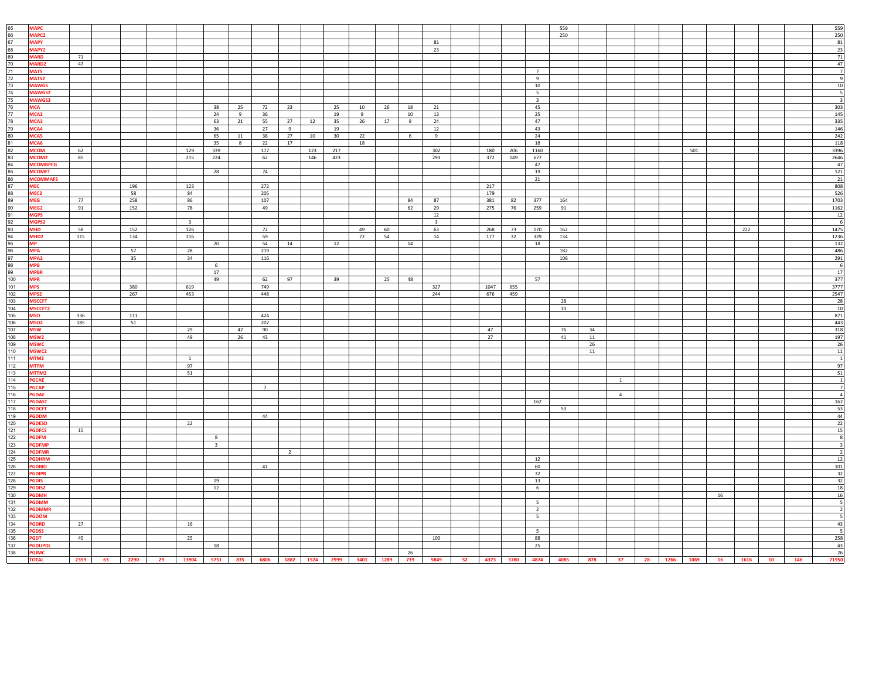| | | | | | | | | | | | | | | | | | | | | | | | | | | | | | | | |
|---|---|---|---|---|---|---|---|---|---|---|---|---|---|---|---|---|---|---|---|---|---|---|---|---|---|---|---|---|---|---|---|
| 65 | MAPC | | | | | | | | | | | | | | | | | | | | 559 | | | | | | | | | | 559 |
| 66 | MAPC2 | | | | | | | | | | | | | | | | | | | | 250 | | | | | | | | | | 250 |
| 67 | MAPY | | | | | | | | | | | | | | | 81 | | | | | | | | | | | | | | | 81 |
| 68 | MAPY2 | | | | | | | | | | | | | | | 23 | | | | | | | | | | | | | | | 23 |
| 69 | MARD | 71 | | | | | | | | | | | | | | | | | | | | | | | | | | | | | 71 |
| 70 | MARD2 | 47 | | | | | | | | | | | | | | | | | | | | | | | | | | | | | 47 |
| 71 | MATS | | | | | | | | | | | | | | | | | | | 7 | | | | | | | | | | | 7 |
| 72 | MATS2 | | | | | | | | | | | | | | | | | | | 9 | | | | | | | | | | | 9 |
| 73 | MAWGS | | | | | | | | | | | | | | | | | | | 10 | | | | | | | | | | | 10 |
| 74 | MAWGS2 | | | | | | | | | | | | | | | | | | | 5 | | | | | | | | | | | 5 |
| 75 | MAWGS3 | | | | | | | | | | | | | | | | | | | 3 | | | | | | | | | | | 3 |
| 76 | MCA | | | | | | 38 | 25 | 72 | 23 | | 25 | 10 | 26 | 18 | 21 | | | | 45 | | | | | | | | | | | 303 |
| 77 | MCA2 | | | | | | 24 | 9 | 36 | | | 19 | 9 | | 10 | 13 | | | | 25 | | | | | | | | | | | 145 |
| 78 | MCA3 | | | | | | 63 | 21 | 55 | 27 | 12 | 35 | 26 | 17 | 8 | 24 | | | | 47 | | | | | | | | | | | 335 |
| 79 | MCA4 | | | | | | 36 | | 27 | 9 | | 19 | | | | 12 | | | | 43 | | | | | | | | | | | 146 |
| 80 | MCA5 | | | | | | 65 | 11 | 38 | 27 | 10 | 30 | 22 | | 6 | 9 | | | | 24 | | | | | | | | | | | 242 |
| 81 | MCA6 | | | | | | 35 | 8 | 22 | 17 | | | 18 | | | | | | | 18 | | | | | | | | | | | 118 |
| 82 | MCOM | 62 | | | | 129 | 339 | | 177 | | 123 | 217 | | | | 302 | | 180 | 206 | 1160 | | | | | | 501 | | | | | 3396 |
| 83 | MCOM2 | 85 | | | | 215 | 224 | | 62 | | 146 | 423 | | | | 293 | | 372 | 149 | 677 | | | | | | | | | | | 2646 |
| 84 | MCOMBPCG | | | | | | | | | | | | | | | | | | | 47 | | | | | | | | | | | 47 |
| 85 | MCOMFT | | | | | | 28 | | 74 | | | | | | | | | | | 19 | | | | | | | | | | | 121 |
| 86 | MCOMMAFS | | | | | | | | | | | | | | | | | | | 21 | | | | | | | | | | | 21 |
| 87 | MEC | | | 196 | | 123 | | | 272 | | | | | | | | | 217 | | | | | | | | | | | | | 808 |
| 88 | MEC2 | | | 58 | | 84 | | | 205 | | | | | | | | | 179 | | | | | | | | | | | | | 526 |
| 89 | MEG | 77 | | 258 | | 86 | | | 107 | | | | | | 84 | 87 | | 381 | 82 | 377 | 164 | | | | | | | | | | 1703 |
| 90 | MEG2 | 91 | | 152 | | 78 | | | 49 | | | | | | 62 | 29 | | 275 | 76 | 259 | 91 | | | | | | | | | | 1162 |
| 91 | MGPS | | | | | | | | | | | | | | | 12 | | | | | | | | | | | | | | | 12 |
| 92 | MGPS2 | | | | | 3 | | | | | | | | | | 3 | | | | | | | | | | | | | | | 6 |
| 93 | MHD | 58 | | 152 | | 126 | | | 72 | | | | 49 | 60 | | 63 | | 268 | 73 | 170 | 162 | | | | | | | 222 | | | 1475 |
| 94 | MHD2 | 115 | | 134 | | 116 | | | 59 | | | | 72 | 54 | | 14 | | 177 | 32 | 329 | 134 | | | | | | | | | | 1236 |
| 95 | MP | | | | | | 20 | | 54 | 14 | | 12 | | | 14 | | | | | 18 | | | | | | | | | | | 132 |
| 96 | MPA | | | 57 | | 28 | | | 219 | | | | | | | | | | | | 182 | | | | | | | | | | 486 |
| 97 | MPA2 | | | 35 | | 34 | | | 116 | | | | | | | | | | | | 106 | | | | | | | | | | 291 |
| 98 | MPB | | | | | | 6 | | | | | | | | | | | | | | | | | | | | | | | | 6 |
| 99 | MPBR | | | | | | 17 | | | | | | | | | | | | | | | | | | | | | | | | 17 |
| 100 | MPR | | | | | | 49 | | 62 | 97 | | 39 | | 25 | 48 | | | | | 57 | | | | | | | | | | | 377 |
| 101 | MPS | | | 380 | | 619 | | | 749 | | | | | | | 327 | | 1047 | 655 | | | | | | | | | | | | 3777 |
| 102 | MPS2 | | | 267 | | 453 | | | 448 | | | | | | | 244 | | 676 | 459 | | | | | | | | | | | | 2547 |
| 103 | MSCCFT | | | | | | | | | | | | | | | | | | | | 28 | | | | | | | | | | 28 |
| 104 | MSCCFT2 | | | | | | | | | | | | | | | | | | | | 10 | | | | | | | | | | 10 |
| 105 | MSO | 336 | | 111 | | | | | 424 | | | | | | | | | | | | | | | | | | | | | | 871 |
| 106 | MSO2 | 185 | | 51 | | | | | 207 | | | | | | | | | | | | | | | | | | | | | | 443 |
| 107 | MSW | | | | | 29 | | 42 | 90 | | | | | | | | | 47 | | | 76 | 34 | | | | | | | | | 318 |
| 108 | MSW2 | | | | | 49 | | 26 | 43 | | | | | | | | | 27 | | | 41 | 11 | | | | | | | | | 197 |
| 109 | MSWC | | | | | | | | | | | | | | | | | | | | | 26 | | | | | | | | | 26 |
| 110 | MSWC2 | | | | | | | | | | | | | | | | | | | | | 11 | | | | | | | | | 11 |
| 111 | MTM2 | | | | | 1 | | | | | | | | | | | | | | | | | | | | | | | | | 1 |
| 112 | MTTM | | | | | 97 | | | | | | | | | | | | | | | | | | | | | | | | | 97 |
| 113 | MTTM2 | | | | | 51 | | | | | | | | | | | | | | | | | | | | | | | | | 51 |
| 114 | PGCAE | | | | | | | | | | | | | | | | | | | | | | 1 | | | | | | | | 1 |
| 115 | PGCAP | | | | | | | | 7 | | | | | | | | | | | | | | | | | | | | | | 7 |
| 116 | PGDAE | | | | | | | | | | | | | | | | | | | | | | 4 | | | | | | | | 4 |
| 117 | PGDAST | | | | | | | | | | | | | | | | | | | 162 | | | | | | | | | | | 162 |
| 118 | PGDCFT | | | | | | | | | | | | | | | | | | | | 53 | | | | | | | | | | 53 |
| 119 | PGDDM | | | | | | | | 44 | | | | | | | | | | | | | | | | | | | | | | 44 |
| 120 | PGDESD | | | | | 22 | | | | | | | | | | | | | | | | | | | | | | | | | 22 |
| 121 | PGDFCS | 15 | | | | | | | | | | | | | | | | | | | | | | | | | | | | | 15 |
| 122 | PGDFM | | | | | | 8 | | | | | | | | | | | | | | | | | | | | | | | | 8 |
| 123 | PGDFMP | | | | | | 3 | | | | | | | | | | | | | | | | | | | | | | | | 3 |
| 124 | PGDFMR | | | | | | | | | 2 | | | | | | | | | | | | | | | | | | | | | 2 |
| 125 | PGDHRM | | | | | | | | | | | | | | | | | | | 12 | | | | | | | | | | | 12 |
| 126 | PGDIBO | | | | | | | | 41 | | | | | | | | | | | 60 | | | | | | | | | | | 101 |
| 127 | PGDIPR | | | | | | | | | | | | | | | | | | | 32 | | | | | | | | | | | 32 |
| 128 | PGDIS | | | | | | 19 | | | | | | | | | | | | | 13 | | | | | | | | | | | 32 |
| 129 | PGDIS2 | | | | | | 12 | | | | | | | | | | | | | 6 | | | | | | | | | | | 18 |
| 130 | PGDMH | | | | | | | | | | | | | | | | | | | | | | | | | | 16 | | | | 16 |
| 131 | PGDMM | | | | | | | | | | | | | | | | | | | 5 | | | | | | | | | | | 5 |
| 132 | PGDMMR | | | | | | | | | | | | | | | | | | | 2 | | | | | | | | | | | 2 |
| 133 | PGDOM | | | | | | | | | | | | | | | | | | | 5 | | | | | | | | | | | 5 |
| 134 | PGDRD | 27 | | | | 16 | | | | | | | | | | | | | | | | | | | | | | | | | 43 |
| 135 | PGDSS | | | | | | | | | | | | | | | | | | | 5 | | | | | | | | | | | 5 |
| 136 | PGDT | 45 | | | | 25 | | | | | | | | | | 100 | | | | 88 | | | | | | | | | | | 258 |
| 137 | PGDUPDL | | | | | | 18 | | | | | | | | | | | | | 25 | | | | | | | | | | | 43 |
| 138 | PGJMC | | | | | | | | | | | | | | 26 | | | | | | | | | | | | | | | | 26 |
| | TOTAL | 2359 | 63 | 2290 | 29 | 13904 | 5751 | 835 | 6806 | 1882 | 1524 | 2999 | 3401 | 1289 | 739 | 5849 | 52 | 4373 | 3780 | 4874 | 4085 | 878 | 37 | 28 | 1266 | 1069 | 16 | 1616 | 10 | 146 | 71950 |